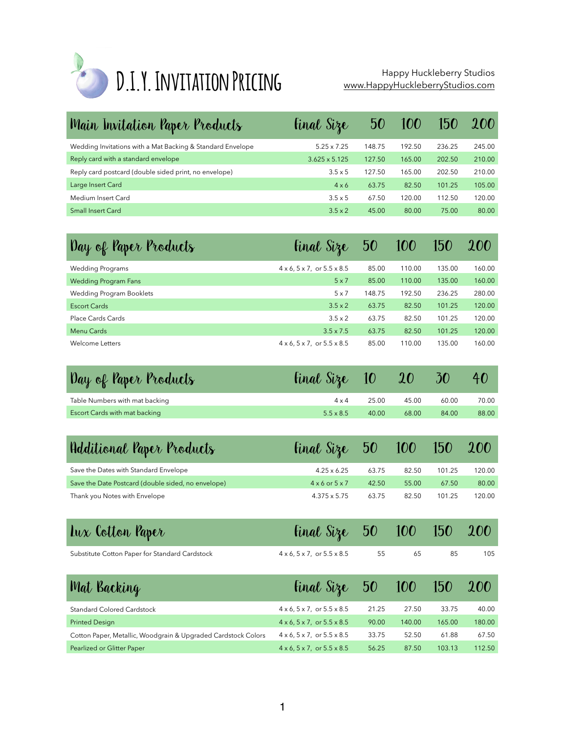# D.I.Y. Invitation Pricing

Happy Huckleberry Studios
www.HappyHuckleberryStudios.com

| Main Invitation Paper Products | Final Size | 50 | 100 | 150 | 200 |
|---|---|---|---|---|---|
| Wedding Invitations with a Mat Backing & Standard Envelope | 5.25 x 7.25 | 148.75 | 192.50 | 236.25 | 245.00 |
| Reply card with a standard envelope | 3.625 x 5.125 | 127.50 | 165.00 | 202.50 | 210.00 |
| Reply card postcard (double sided print, no envelope) | 3.5 x 5 | 127.50 | 165.00 | 202.50 | 210.00 |
| Large Insert Card | 4 x 6 | 63.75 | 82.50 | 101.25 | 105.00 |
| Medium Insert Card | 3.5 x 5 | 67.50 | 120.00 | 112.50 | 120.00 |
| Small Insert Card | 3.5 x 2 | 45.00 | 80.00 | 75.00 | 80.00 |

| Day of Paper Products | Final Size | 50 | 100 | 150 | 200 |
|---|---|---|---|---|---|
| Wedding Programs | 4 x 6, 5 x 7, or 5.5 x 8.5 | 85.00 | 110.00 | 135.00 | 160.00 |
| Wedding Program Fans | 5 x 7 | 85.00 | 110.00 | 135.00 | 160.00 |
| Wedding Program Booklets | 5 x 7 | 148.75 | 192.50 | 236.25 | 280.00 |
| Escort Cards | 3.5 x 2 | 63.75 | 82.50 | 101.25 | 120.00 |
| Place Cards Cards | 3.5 x 2 | 63.75 | 82.50 | 101.25 | 120.00 |
| Menu Cards | 3.5 x 7.5 | 63.75 | 82.50 | 101.25 | 120.00 |
| Welcome Letters | 4 x 6, 5 x 7, or 5.5 x 8.5 | 85.00 | 110.00 | 135.00 | 160.00 |

| Day of Paper Products | Final Size | 10 | 20 | 30 | 40 |
|---|---|---|---|---|---|
| Table Numbers with mat backing | 4 x 4 | 25.00 | 45.00 | 60.00 | 70.00 |
| Escort Cards with mat backing | 5.5 x 8.5 | 40.00 | 68.00 | 84.00 | 88.00 |

| Additional Paper Products | Final Size | 50 | 100 | 150 | 200 |
|---|---|---|---|---|---|
| Save the Dates with Standard Envelope | 4.25 x 6.25 | 63.75 | 82.50 | 101.25 | 120.00 |
| Save the Date Postcard (double sided, no envelope) | 4 x 6 or 5 x 7 | 42.50 | 55.00 | 67.50 | 80.00 |
| Thank you Notes with Envelope | 4.375 x 5.75 | 63.75 | 82.50 | 101.25 | 120.00 |

| Lux Cotton Paper | Final Size | 50 | 100 | 150 | 200 |
|---|---|---|---|---|---|
| Substitute Cotton Paper for Standard Cardstock | 4 x 6, 5 x 7, or 5.5 x 8.5 | 55 | 65 | 85 | 105 |

| Mat Backing | Final Size | 50 | 100 | 150 | 200 |
|---|---|---|---|---|---|
| Standard Colored Cardstock | 4 x 6, 5 x 7, or 5.5 x 8.5 | 21.25 | 27.50 | 33.75 | 40.00 |
| Printed Design | 4 x 6, 5 x 7, or 5.5 x 8.5 | 90.00 | 140.00 | 165.00 | 180.00 |
| Cotton Paper, Metallic, Woodgrain & Upgraded Cardstock Colors | 4 x 6, 5 x 7, or 5.5 x 8.5 | 33.75 | 52.50 | 61.88 | 67.50 |
| Pearlized or Glitter Paper | 4 x 6, 5 x 7, or 5.5 x 8.5 | 56.25 | 87.50 | 103.13 | 112.50 |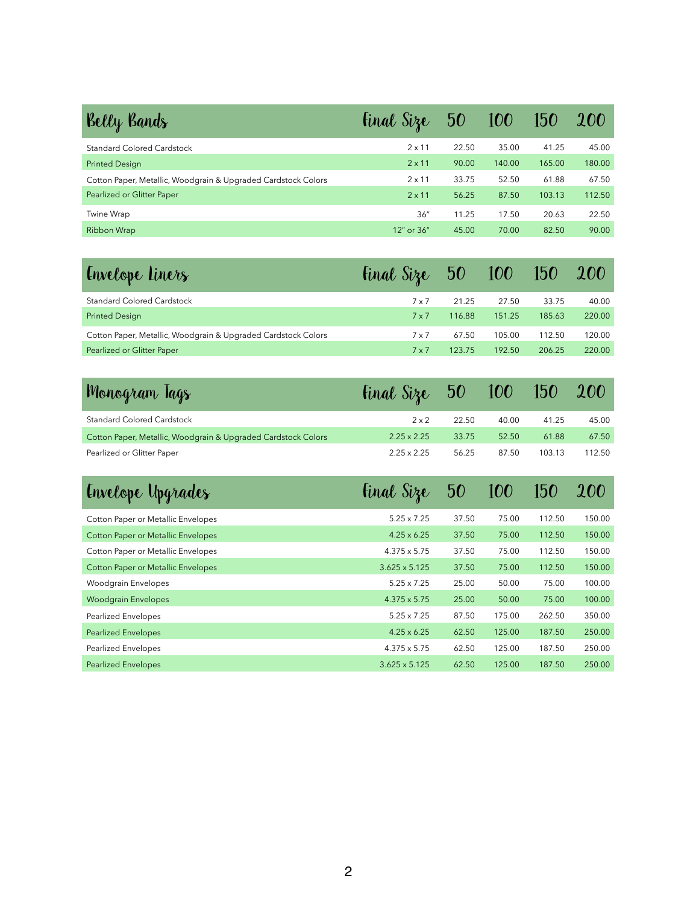| Belly Bands | Final Size | 50 | 100 | 150 | 200 |
|---|---|---|---|---|---|
| Standard Colored Cardstock | 2 x 11 | 22.50 | 35.00 | 41.25 | 45.00 |
| Printed Design | 2 x 11 | 90.00 | 140.00 | 165.00 | 180.00 |
| Cotton Paper, Metallic, Woodgrain & Upgraded Cardstock Colors | 2 x 11 | 33.75 | 52.50 | 61.88 | 67.50 |
| Pearlized or Glitter Paper | 2 x 11 | 56.25 | 87.50 | 103.13 | 112.50 |
| Twine Wrap | 36" | 11.25 | 17.50 | 20.63 | 22.50 |
| Ribbon Wrap | 12" or 36" | 45.00 | 70.00 | 82.50 | 90.00 |

| Envelope Liners | Final Size | 50 | 100 | 150 | 200 |
|---|---|---|---|---|---|
| Standard Colored Cardstock | 7 x 7 | 21.25 | 27.50 | 33.75 | 40.00 |
| Printed Design | 7 x 7 | 116.88 | 151.25 | 185.63 | 220.00 |
| Cotton Paper, Metallic, Woodgrain & Upgraded Cardstock Colors | 7 x 7 | 67.50 | 105.00 | 112.50 | 120.00 |
| Pearlized or Glitter Paper | 7 x 7 | 123.75 | 192.50 | 206.25 | 220.00 |

| Monogram Tags | Final Size | 50 | 100 | 150 | 200 |
|---|---|---|---|---|---|
| Standard Colored Cardstock | 2 x 2 | 22.50 | 40.00 | 41.25 | 45.00 |
| Cotton Paper, Metallic, Woodgrain & Upgraded Cardstock Colors | 2.25 x 2.25 | 33.75 | 52.50 | 61.88 | 67.50 |
| Pearlized or Glitter Paper | 2.25 x 2.25 | 56.25 | 87.50 | 103.13 | 112.50 |

| Envelope Upgrades | Final Size | 50 | 100 | 150 | 200 |
|---|---|---|---|---|---|
| Cotton Paper or Metallic Envelopes | 5.25 x 7.25 | 37.50 | 75.00 | 112.50 | 150.00 |
| Cotton Paper or Metallic Envelopes | 4.25 x 6.25 | 37.50 | 75.00 | 112.50 | 150.00 |
| Cotton Paper or Metallic Envelopes | 4.375 x 5.75 | 37.50 | 75.00 | 112.50 | 150.00 |
| Cotton Paper or Metallic Envelopes | 3.625 x 5.125 | 37.50 | 75.00 | 112.50 | 150.00 |
| Woodgrain Envelopes | 5.25 x 7.25 | 25.00 | 50.00 | 75.00 | 100.00 |
| Woodgrain Envelopes | 4.375 x 5.75 | 25.00 | 50.00 | 75.00 | 100.00 |
| Pearlized Envelopes | 5.25 x 7.25 | 87.50 | 175.00 | 262.50 | 350.00 |
| Pearlized Envelopes | 4.25 x 6.25 | 62.50 | 125.00 | 187.50 | 250.00 |
| Pearlized Envelopes | 4.375 x 5.75 | 62.50 | 125.00 | 187.50 | 250.00 |
| Pearlized Envelopes | 3.625 x 5.125 | 62.50 | 125.00 | 187.50 | 250.00 |